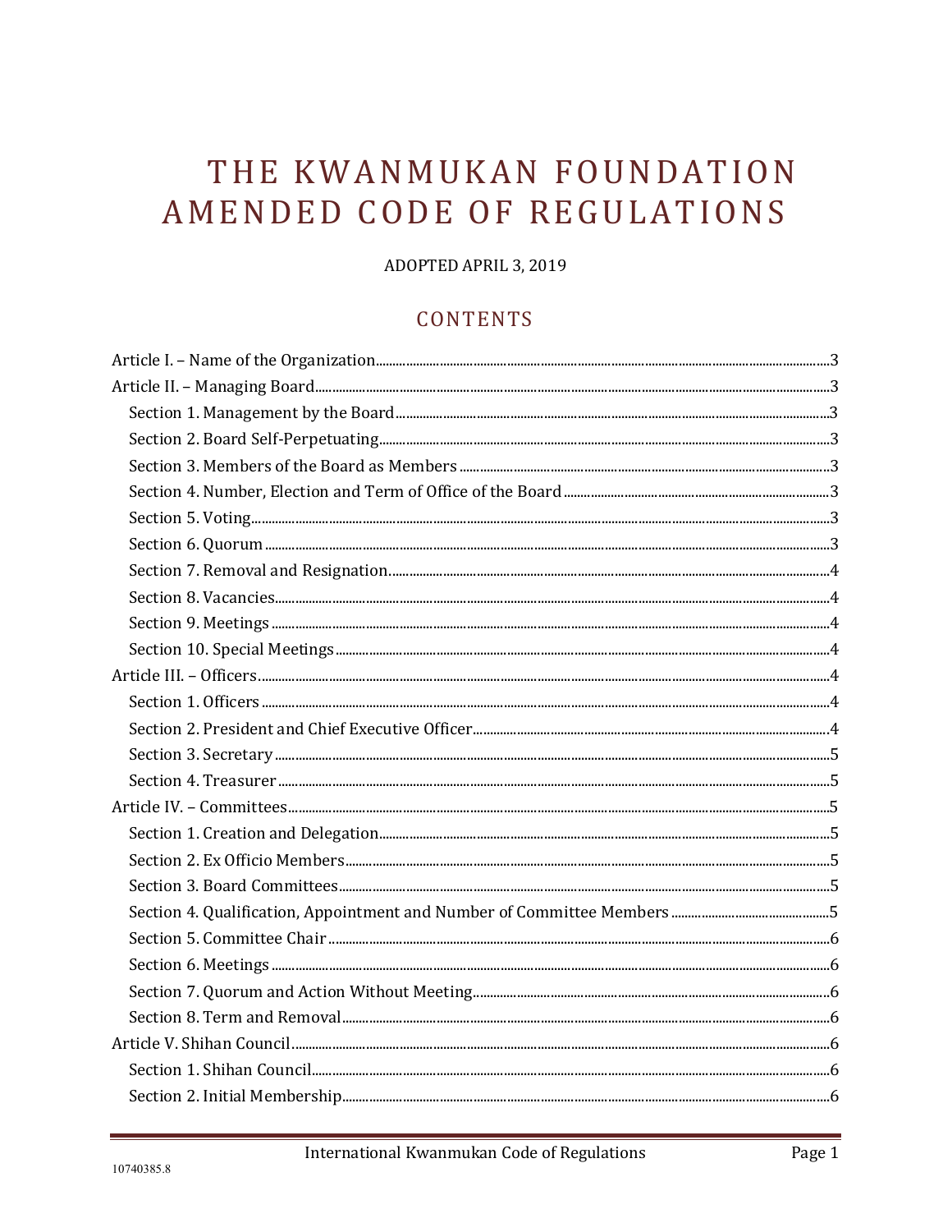# THE KWANMUKAN FOUNDATION AMENDED CODE OF REGULATIONS

ADOPTED APRIL 3, 2019

## CONTENTS

- Article I. – Name of the Organization ... 3
- Article II. – Managing Board ... 3
  - Section 1. Management by the Board ... 3
  - Section 2. Board Self-Perpetuating ... 3
  - Section 3. Members of the Board as Members ... 3
  - Section 4. Number, Election and Term of Office of the Board ... 3
  - Section 5. Voting ... 3
  - Section 6. Quorum ... 3
  - Section 7. Removal and Resignation ... 4
  - Section 8. Vacancies ... 4
  - Section 9. Meetings ... 4
  - Section 10. Special Meetings ... 4
- Article III. – Officers ... 4
  - Section 1. Officers ... 4
  - Section 2. President and Chief Executive Officer ... 4
  - Section 3. Secretary ... 5
  - Section 4. Treasurer ... 5
- Article IV. – Committees ... 5
  - Section 1. Creation and Delegation ... 5
  - Section 2. Ex Officio Members ... 5
  - Section 3. Board Committees ... 5
  - Section 4. Qualification, Appointment and Number of Committee Members ... 5
  - Section 5. Committee Chair ... 6
  - Section 6. Meetings ... 6
  - Section 7. Quorum and Action Without Meeting ... 6
  - Section 8. Term and Removal ... 6
- Article V. Shihan Council ... 6
  - Section 1. Shihan Council ... 6
  - Section 2. Initial Membership ... 6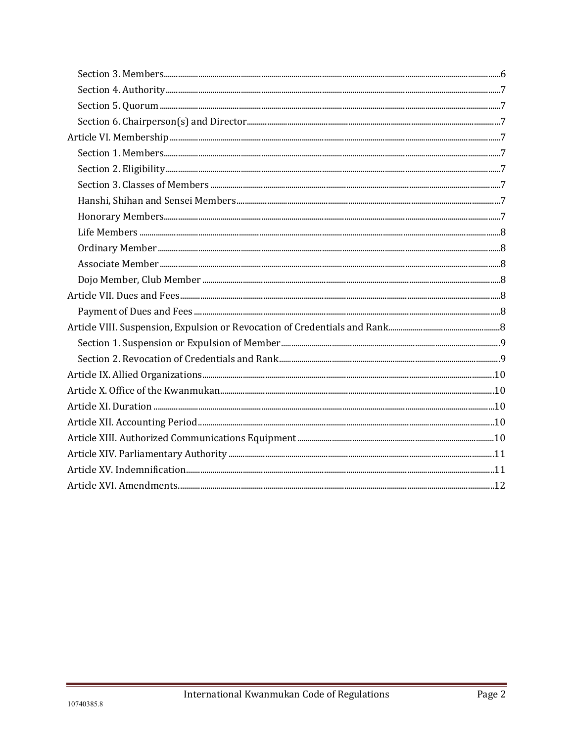Section 3. Members ..... 6

Section 4. Authority ..... 7

Section 5. Quorum ..... 7

Section 6. Chairperson(s) and Director ..... 7

Article VI. Membership ..... 7

Section 1. Members ..... 7

Section 2. Eligibility ..... 7

Section 3. Classes of Members ..... 7

Hanshi, Shihan and Sensei Members ..... 7

Honorary Members ..... 7

Life Members ..... 8

Ordinary Member ..... 8

Associate Member ..... 8

Dojo Member, Club Member ..... 8

Article VII. Dues and Fees ..... 8

Payment of Dues and Fees ..... 8

Article VIII. Suspension, Expulsion or Revocation of Credentials and Rank ..... 8

Section 1. Suspension or Expulsion of Member ..... 9

Section 2. Revocation of Credentials and Rank ..... 9

Article IX. Allied Organizations ..... 10

Article X. Office of the Kwanmukan ..... 10

Article XI. Duration ..... 10

Article XII. Accounting Period ..... 10

Article XIII. Authorized Communications Equipment ..... 10

Article XIV. Parliamentary Authority ..... 11

Article XV. Indemnification ..... 11

Article XVI. Amendments ..... 12

10740385.8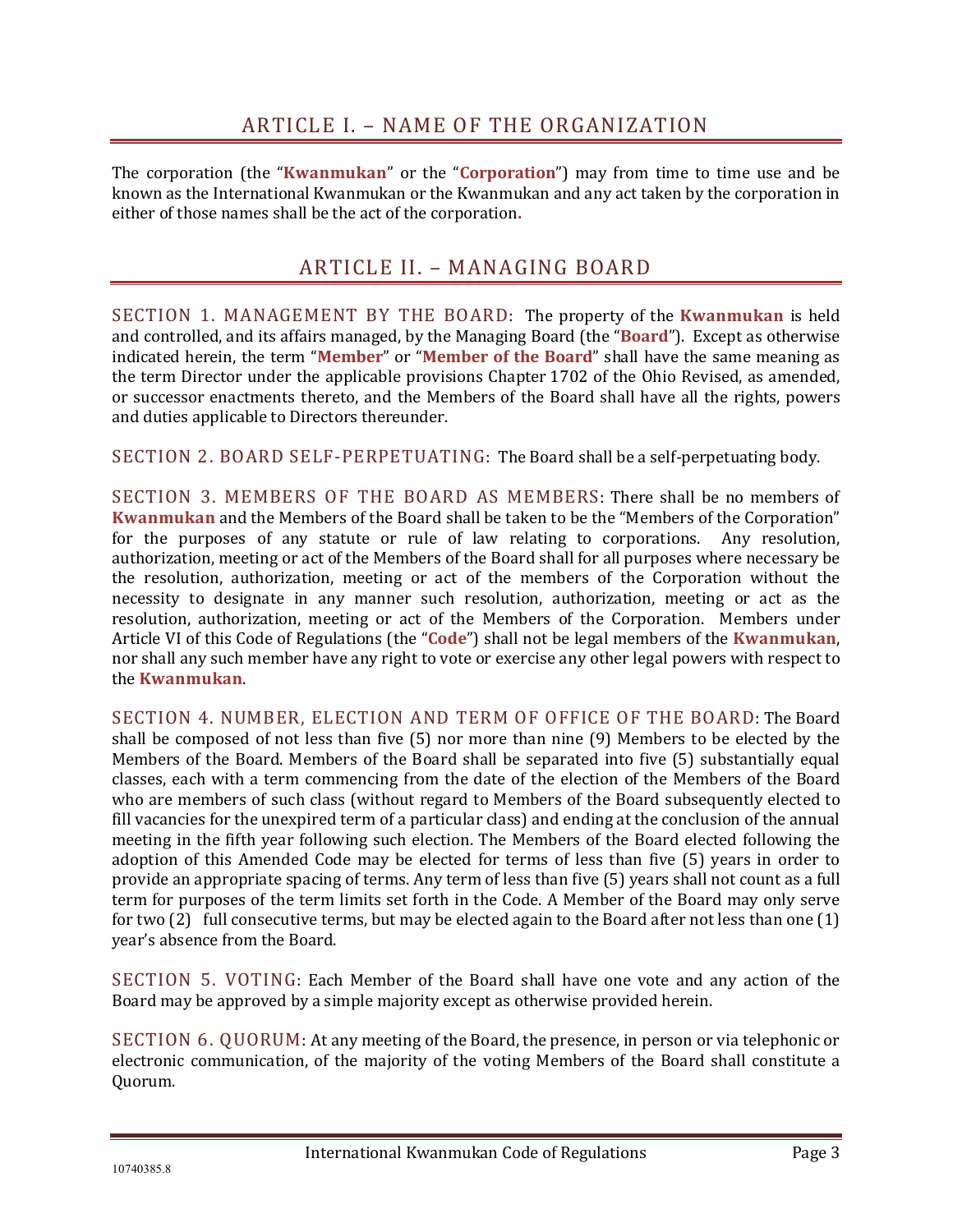# ARTICLE I. – NAME OF THE ORGANIZATION

The corporation (the "**Kwanmukan**" or the "**Corporation**") may from time to time use and be known as the International Kwanmukan or the Kwanmukan and any act taken by the corporation in either of those names shall be the act of the corporation**.**

# ARTICLE II. – MANAGING BOARD

SECTION 1. MANAGEMENT BY THE BOARD: The property of the **Kwanmukan** is held and controlled, and its affairs managed, by the Managing Board (the "**Board**"). Except as otherwise indicated herein, the term "**Member**" or "**Member of the Board**" shall have the same meaning as the term Director under the applicable provisions Chapter 1702 of the Ohio Revised, as amended, or successor enactments thereto, and the Members of the Board shall have all the rights, powers and duties applicable to Directors thereunder.

SECTION 2. BOARD SELF-PERPETUATING: The Board shall be a self-perpetuating body.

SECTION 3. MEMBERS OF THE BOARD AS MEMBERS: There shall be no members of **Kwanmukan** and the Members of the Board shall be taken to be the "Members of the Corporation" for the purposes of any statute or rule of law relating to corporations. Any resolution, authorization, meeting or act of the Members of the Board shall for all purposes where necessary be the resolution, authorization, meeting or act of the members of the Corporation without the necessity to designate in any manner such resolution, authorization, meeting or act as the resolution, authorization, meeting or act of the Members of the Corporation. Members under Article VI of this Code of Regulations (the "**Code**") shall not be legal members of the **Kwanmukan**, nor shall any such member have any right to vote or exercise any other legal powers with respect to the **Kwanmukan**.

SECTION 4. NUMBER, ELECTION AND TERM OF OFFICE OF THE BOARD: The Board shall be composed of not less than five (5) nor more than nine (9) Members to be elected by the Members of the Board. Members of the Board shall be separated into five (5) substantially equal classes, each with a term commencing from the date of the election of the Members of the Board who are members of such class (without regard to Members of the Board subsequently elected to fill vacancies for the unexpired term of a particular class) and ending at the conclusion of the annual meeting in the fifth year following such election. The Members of the Board elected following the adoption of this Amended Code may be elected for terms of less than five (5) years in order to provide an appropriate spacing of terms. Any term of less than five (5) years shall not count as a full term for purposes of the term limits set forth in the Code. A Member of the Board may only serve for two (2) full consecutive terms, but may be elected again to the Board after not less than one (1) year's absence from the Board.

SECTION 5. VOTING: Each Member of the Board shall have one vote and any action of the Board may be approved by a simple majority except as otherwise provided herein.

SECTION 6. QUORUM: At any meeting of the Board, the presence, in person or via telephonic or electronic communication, of the majority of the voting Members of the Board shall constitute a Quorum.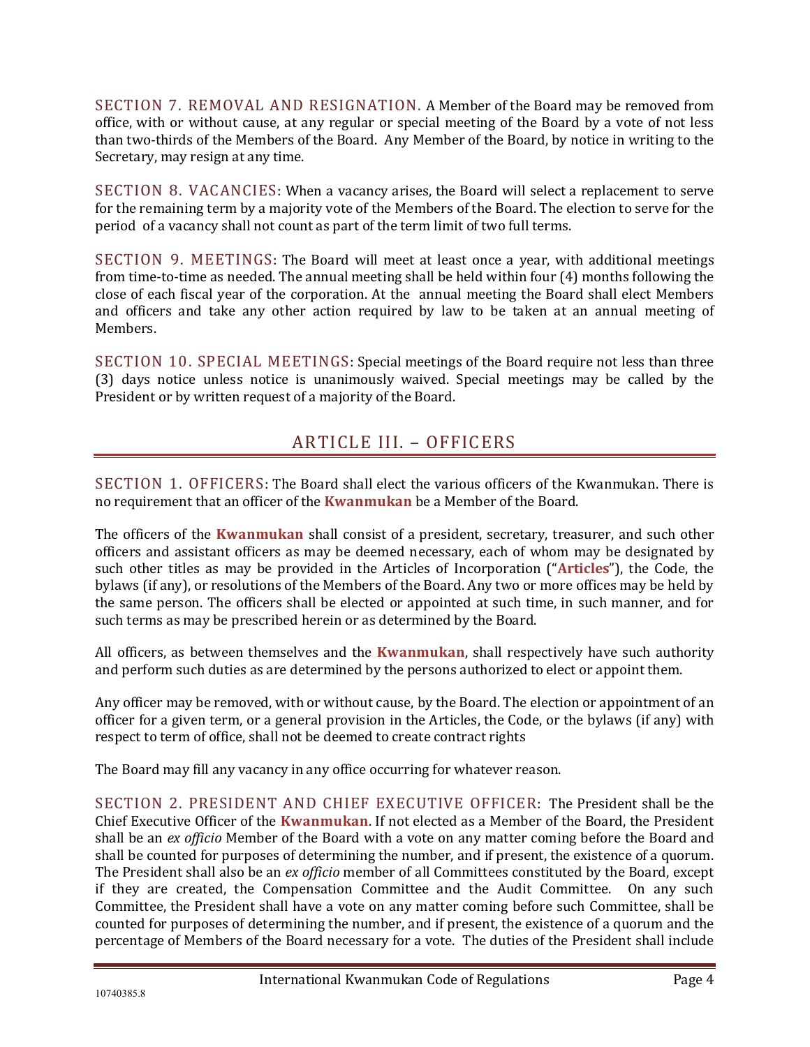**SECTION 7. REMOVAL AND RESIGNATION.** A Member of the Board may be removed from office, with or without cause, at any regular or special meeting of the Board by a vote of not less than two-thirds of the Members of the Board. Any Member of the Board, by notice in writing to the Secretary, may resign at any time.

**SECTION 8. VACANCIES**: When a vacancy arises, the Board will select a replacement to serve for the remaining term by a majority vote of the Members of the Board. The election to serve for the period of a vacancy shall not count as part of the term limit of two full terms.

**SECTION 9. MEETINGS**: The Board will meet at least once a year, with additional meetings from time-to-time as needed. The annual meeting shall be held within four (4) months following the close of each fiscal year of the corporation. At the annual meeting the Board shall elect Members and officers and take any other action required by law to be taken at an annual meeting of Members.

**SECTION 10. SPECIAL MEETINGS**: Special meetings of the Board require not less than three (3) days notice unless notice is unanimously waived. Special meetings may be called by the President or by written request of a majority of the Board.

## ARTICLE III. – OFFICERS

**SECTION 1. OFFICERS**: The Board shall elect the various officers of the Kwanmukan. There is no requirement that an officer of the **Kwanmukan** be a Member of the Board.

The officers of the **Kwanmukan** shall consist of a president, secretary, treasurer, and such other officers and assistant officers as may be deemed necessary, each of whom may be designated by such other titles as may be provided in the Articles of Incorporation ("**Articles**"), the Code, the bylaws (if any), or resolutions of the Members of the Board. Any two or more offices may be held by the same person. The officers shall be elected or appointed at such time, in such manner, and for such terms as may be prescribed herein or as determined by the Board.

All officers, as between themselves and the **Kwanmukan**, shall respectively have such authority and perform such duties as are determined by the persons authorized to elect or appoint them.

Any officer may be removed, with or without cause, by the Board. The election or appointment of an officer for a given term, or a general provision in the Articles, the Code, or the bylaws (if any) with respect to term of office, shall not be deemed to create contract rights

The Board may fill any vacancy in any office occurring for whatever reason.

**SECTION 2. PRESIDENT AND CHIEF EXECUTIVE OFFICER**: The President shall be the Chief Executive Officer of the **Kwanmukan**. If not elected as a Member of the Board, the President shall be an *ex officio* Member of the Board with a vote on any matter coming before the Board and shall be counted for purposes of determining the number, and if present, the existence of a quorum. The President shall also be an *ex officio* member of all Committees constituted by the Board, except if they are created, the Compensation Committee and the Audit Committee. On any such Committee, the President shall have a vote on any matter coming before such Committee, shall be counted for purposes of determining the number, and if present, the existence of a quorum and the percentage of Members of the Board necessary for a vote. The duties of the President shall include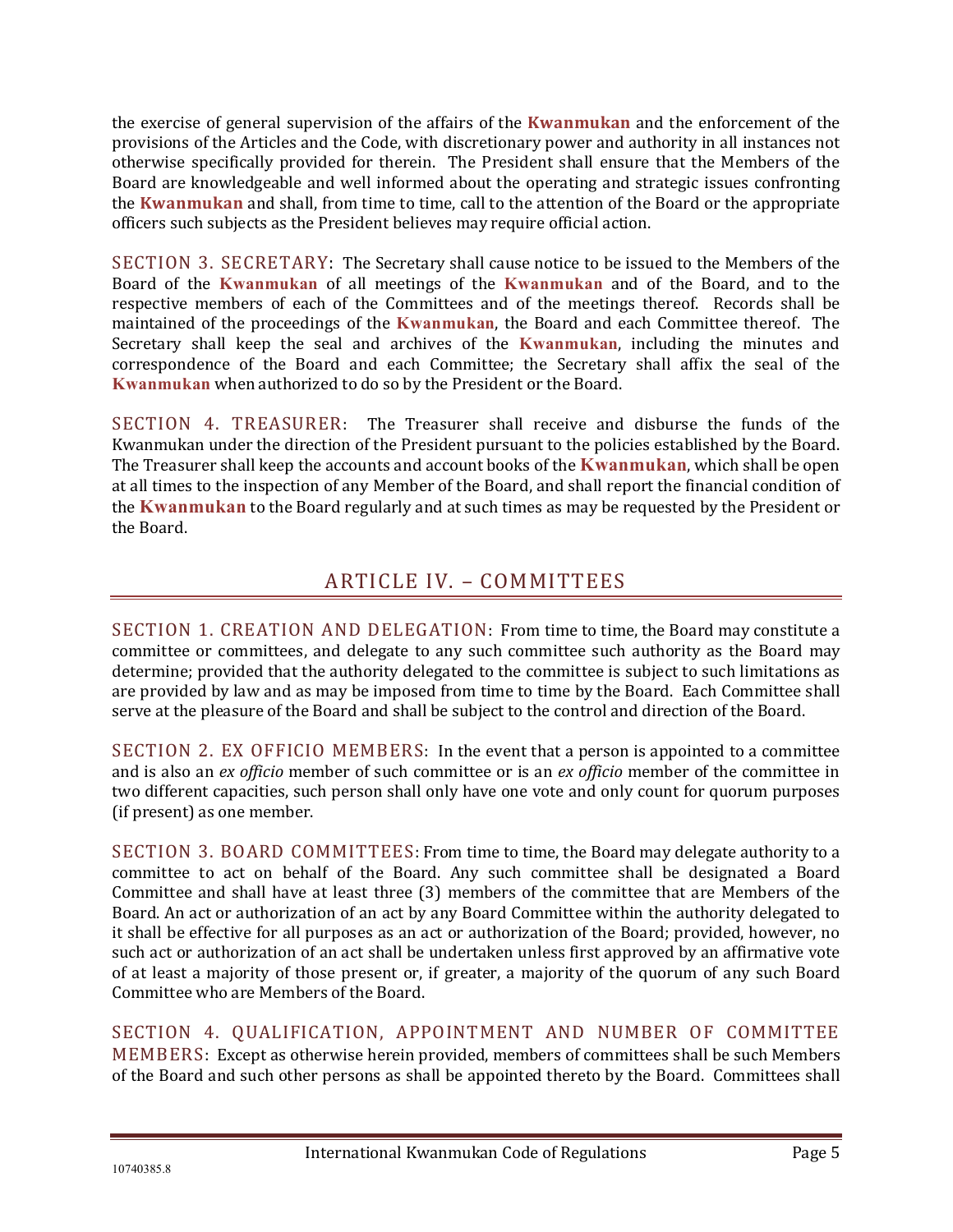the exercise of general supervision of the affairs of the **Kwanmukan** and the enforcement of the provisions of the Articles and the Code, with discretionary power and authority in all instances not otherwise specifically provided for therein. The President shall ensure that the Members of the Board are knowledgeable and well informed about the operating and strategic issues confronting the **Kwanmukan** and shall, from time to time, call to the attention of the Board or the appropriate officers such subjects as the President believes may require official action.

SECTION 3. SECRETARY: The Secretary shall cause notice to be issued to the Members of the Board of the **Kwanmukan** of all meetings of the **Kwanmukan** and of the Board, and to the respective members of each of the Committees and of the meetings thereof. Records shall be maintained of the proceedings of the **Kwanmukan**, the Board and each Committee thereof. The Secretary shall keep the seal and archives of the **Kwanmukan**, including the minutes and correspondence of the Board and each Committee; the Secretary shall affix the seal of the **Kwanmukan** when authorized to do so by the President or the Board.

SECTION 4. TREASURER: The Treasurer shall receive and disburse the funds of the Kwanmukan under the direction of the President pursuant to the policies established by the Board. The Treasurer shall keep the accounts and account books of the **Kwanmukan**, which shall be open at all times to the inspection of any Member of the Board, and shall report the financial condition of the **Kwanmukan** to the Board regularly and at such times as may be requested by the President or the Board.

## ARTICLE IV. – COMMITTEES

SECTION 1. CREATION AND DELEGATION: From time to time, the Board may constitute a committee or committees, and delegate to any such committee such authority as the Board may determine; provided that the authority delegated to the committee is subject to such limitations as are provided by law and as may be imposed from time to time by the Board. Each Committee shall serve at the pleasure of the Board and shall be subject to the control and direction of the Board.

SECTION 2. EX OFFICIO MEMBERS: In the event that a person is appointed to a committee and is also an *ex officio* member of such committee or is an *ex officio* member of the committee in two different capacities, such person shall only have one vote and only count for quorum purposes (if present) as one member.

SECTION 3. BOARD COMMITTEES: From time to time, the Board may delegate authority to a committee to act on behalf of the Board. Any such committee shall be designated a Board Committee and shall have at least three (3) members of the committee that are Members of the Board. An act or authorization of an act by any Board Committee within the authority delegated to it shall be effective for all purposes as an act or authorization of the Board; provided, however, no such act or authorization of an act shall be undertaken unless first approved by an affirmative vote of at least a majority of those present or, if greater, a majority of the quorum of any such Board Committee who are Members of the Board.

SECTION 4. QUALIFICATION, APPOINTMENT AND NUMBER OF COMMITTEE MEMBERS: Except as otherwise herein provided, members of committees shall be such Members of the Board and such other persons as shall be appointed thereto by the Board. Committees shall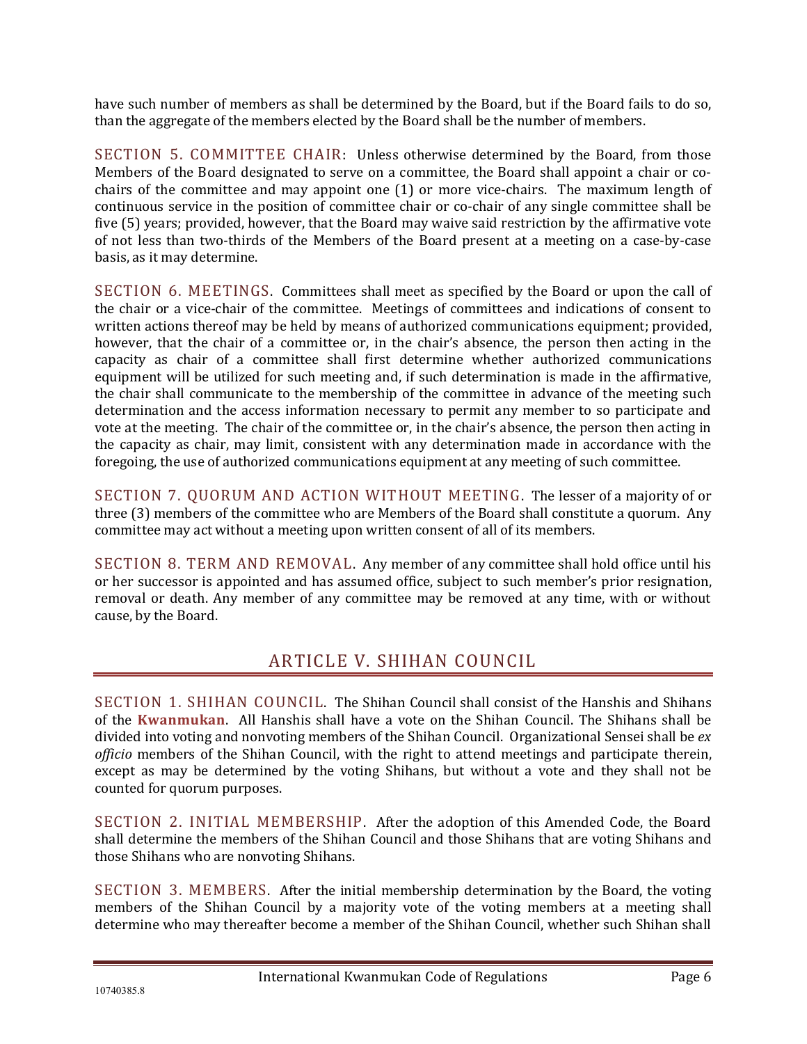have such number of members as shall be determined by the Board, but if the Board fails to do so, than the aggregate of the members elected by the Board shall be the number of members.

SECTION 5. COMMITTEE CHAIR: Unless otherwise determined by the Board, from those Members of the Board designated to serve on a committee, the Board shall appoint a chair or co-chairs of the committee and may appoint one (1) or more vice-chairs. The maximum length of continuous service in the position of committee chair or co-chair of any single committee shall be five (5) years; provided, however, that the Board may waive said restriction by the affirmative vote of not less than two-thirds of the Members of the Board present at a meeting on a case-by-case basis, as it may determine.

SECTION 6. MEETINGS. Committees shall meet as specified by the Board or upon the call of the chair or a vice-chair of the committee. Meetings of committees and indications of consent to written actions thereof may be held by means of authorized communications equipment; provided, however, that the chair of a committee or, in the chair's absence, the person then acting in the capacity as chair of a committee shall first determine whether authorized communications equipment will be utilized for such meeting and, if such determination is made in the affirmative, the chair shall communicate to the membership of the committee in advance of the meeting such determination and the access information necessary to permit any member to so participate and vote at the meeting. The chair of the committee or, in the chair's absence, the person then acting in the capacity as chair, may limit, consistent with any determination made in accordance with the foregoing, the use of authorized communications equipment at any meeting of such committee.

SECTION 7. QUORUM AND ACTION WITHOUT MEETING. The lesser of a majority of or three (3) members of the committee who are Members of the Board shall constitute a quorum. Any committee may act without a meeting upon written consent of all of its members.

SECTION 8. TERM AND REMOVAL. Any member of any committee shall hold office until his or her successor is appointed and has assumed office, subject to such member's prior resignation, removal or death. Any member of any committee may be removed at any time, with or without cause, by the Board.

## ARTICLE V. SHIHAN COUNCIL

SECTION 1. SHIHAN COUNCIL. The Shihan Council shall consist of the Hanshis and Shihans of the **Kwanmukan**. All Hanshis shall have a vote on the Shihan Council. The Shihans shall be divided into voting and nonvoting members of the Shihan Council. Organizational Sensei shall be *ex officio* members of the Shihan Council, with the right to attend meetings and participate therein, except as may be determined by the voting Shihans, but without a vote and they shall not be counted for quorum purposes.

SECTION 2. INITIAL MEMBERSHIP. After the adoption of this Amended Code, the Board shall determine the members of the Shihan Council and those Shihans that are voting Shihans and those Shihans who are nonvoting Shihans.

SECTION 3. MEMBERS. After the initial membership determination by the Board, the voting members of the Shihan Council by a majority vote of the voting members at a meeting shall determine who may thereafter become a member of the Shihan Council, whether such Shihan shall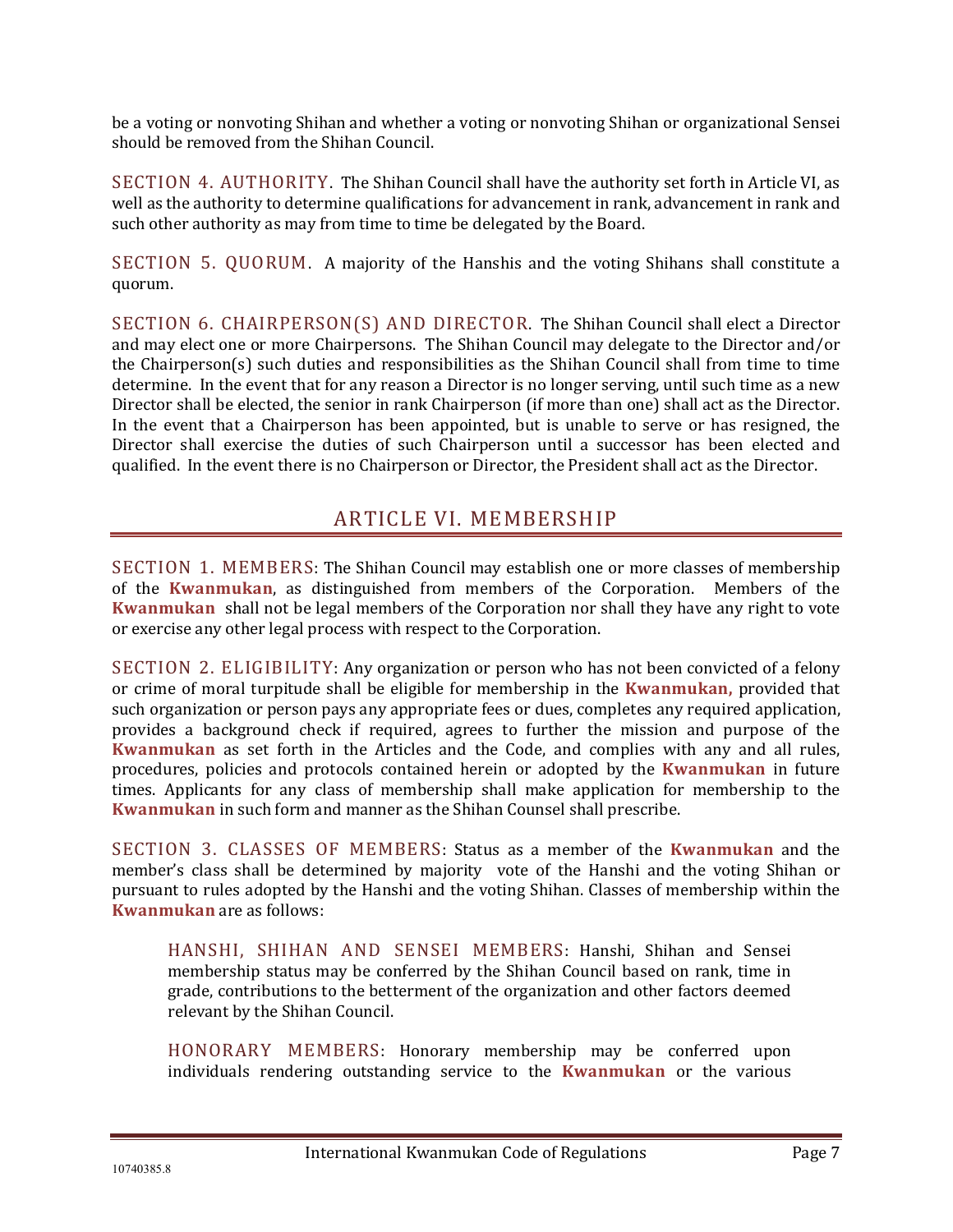be a voting or nonvoting Shihan and whether a voting or nonvoting Shihan or organizational Sensei should be removed from the Shihan Council.

SECTION 4. AUTHORITY. The Shihan Council shall have the authority set forth in Article VI, as well as the authority to determine qualifications for advancement in rank, advancement in rank and such other authority as may from time to time be delegated by the Board.

SECTION 5. QUORUM. A majority of the Hanshis and the voting Shihans shall constitute a quorum.

SECTION 6. CHAIRPERSON(S) AND DIRECTOR. The Shihan Council shall elect a Director and may elect one or more Chairpersons. The Shihan Council may delegate to the Director and/or the Chairperson(s) such duties and responsibilities as the Shihan Council shall from time to time determine. In the event that for any reason a Director is no longer serving, until such time as a new Director shall be elected, the senior in rank Chairperson (if more than one) shall act as the Director. In the event that a Chairperson has been appointed, but is unable to serve or has resigned, the Director shall exercise the duties of such Chairperson until a successor has been elected and qualified. In the event there is no Chairperson or Director, the President shall act as the Director.

## ARTICLE VI. MEMBERSHIP

SECTION 1. MEMBERS: The Shihan Council may establish one or more classes of membership of the **Kwanmukan**, as distinguished from members of the Corporation. Members of the **Kwanmukan** shall not be legal members of the Corporation nor shall they have any right to vote or exercise any other legal process with respect to the Corporation.

SECTION 2. ELIGIBILITY: Any organization or person who has not been convicted of a felony or crime of moral turpitude shall be eligible for membership in the **Kwanmukan,** provided that such organization or person pays any appropriate fees or dues, completes any required application, provides a background check if required, agrees to further the mission and purpose of the **Kwanmukan** as set forth in the Articles and the Code, and complies with any and all rules, procedures, policies and protocols contained herein or adopted by the **Kwanmukan** in future times. Applicants for any class of membership shall make application for membership to the **Kwanmukan** in such form and manner as the Shihan Counsel shall prescribe.

SECTION 3. CLASSES OF MEMBERS: Status as a member of the **Kwanmukan** and the member's class shall be determined by majority vote of the Hanshi and the voting Shihan or pursuant to rules adopted by the Hanshi and the voting Shihan. Classes of membership within the **Kwanmukan** are as follows:

> HANSHI, SHIHAN AND SENSEI MEMBERS: Hanshi, Shihan and Sensei membership status may be conferred by the Shihan Council based on rank, time in grade, contributions to the betterment of the organization and other factors deemed relevant by the Shihan Council.
>
> HONORARY MEMBERS: Honorary membership may be conferred upon individuals rendering outstanding service to the **Kwanmukan** or the various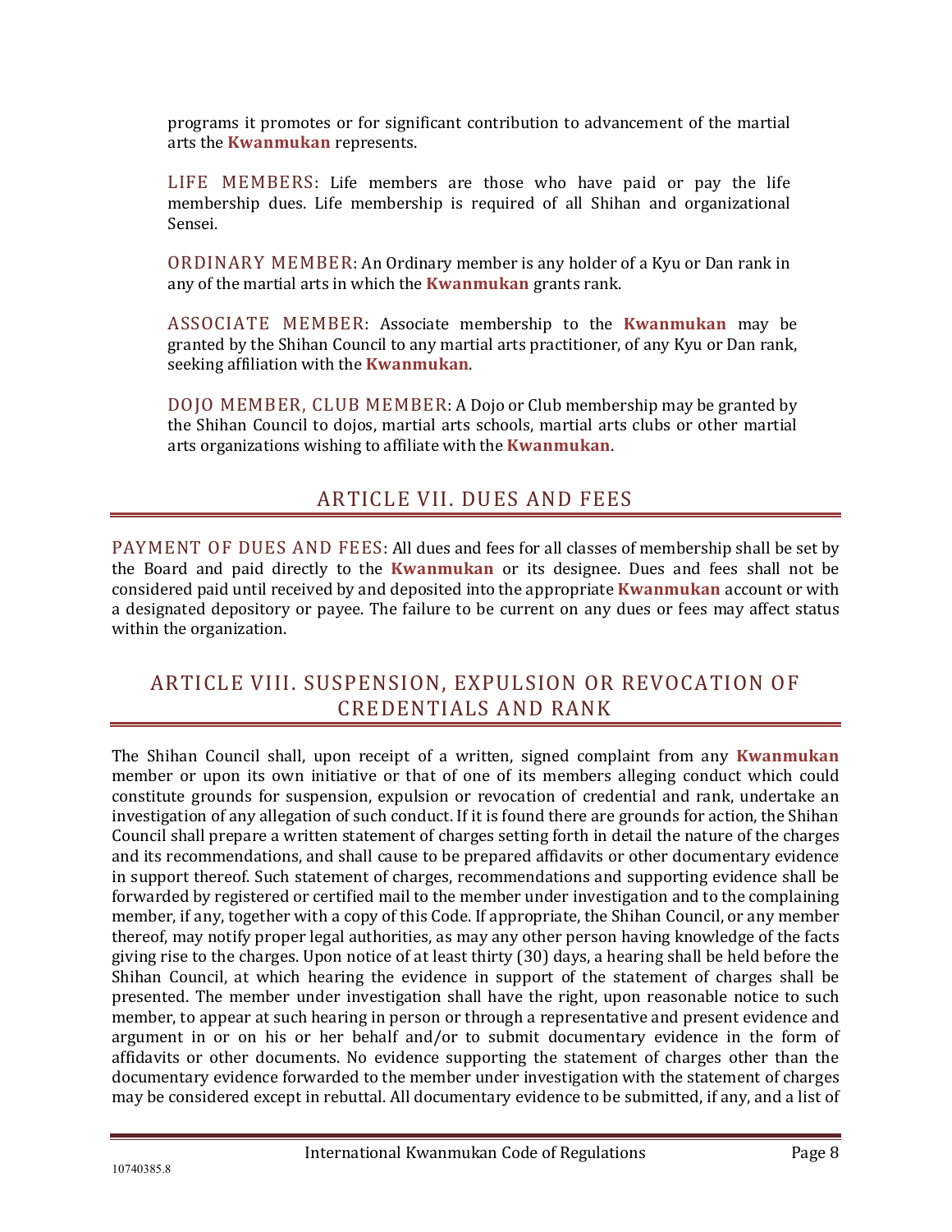programs it promotes or for significant contribution to advancement of the martial arts the **Kwanmukan** represents.

LIFE MEMBERS: Life members are those who have paid or pay the life membership dues. Life membership is required of all Shihan and organizational Sensei.

ORDINARY MEMBER: An Ordinary member is any holder of a Kyu or Dan rank in any of the martial arts in which the **Kwanmukan** grants rank.

ASSOCIATE MEMBER: Associate membership to the **Kwanmukan** may be granted by the Shihan Council to any martial arts practitioner, of any Kyu or Dan rank, seeking affiliation with the **Kwanmukan**.

DOJO MEMBER, CLUB MEMBER: A Dojo or Club membership may be granted by the Shihan Council to dojos, martial arts schools, martial arts clubs or other martial arts organizations wishing to affiliate with the **Kwanmukan**.

## ARTICLE VII. DUES AND FEES

PAYMENT OF DUES AND FEES: All dues and fees for all classes of membership shall be set by the Board and paid directly to the **Kwanmukan** or its designee. Dues and fees shall not be considered paid until received by and deposited into the appropriate **Kwanmukan** account or with a designated depository or payee. The failure to be current on any dues or fees may affect status within the organization.

## ARTICLE VIII. SUSPENSION, EXPULSION OR REVOCATION OF CREDENTIALS AND RANK

The Shihan Council shall, upon receipt of a written, signed complaint from any **Kwanmukan** member or upon its own initiative or that of one of its members alleging conduct which could constitute grounds for suspension, expulsion or revocation of credential and rank, undertake an investigation of any allegation of such conduct. If it is found there are grounds for action, the Shihan Council shall prepare a written statement of charges setting forth in detail the nature of the charges and its recommendations, and shall cause to be prepared affidavits or other documentary evidence in support thereof. Such statement of charges, recommendations and supporting evidence shall be forwarded by registered or certified mail to the member under investigation and to the complaining member, if any, together with a copy of this Code. If appropriate, the Shihan Council, or any member thereof, may notify proper legal authorities, as may any other person having knowledge of the facts giving rise to the charges. Upon notice of at least thirty (30) days, a hearing shall be held before the Shihan Council, at which hearing the evidence in support of the statement of charges shall be presented. The member under investigation shall have the right, upon reasonable notice to such member, to appear at such hearing in person or through a representative and present evidence and argument in or on his or her behalf and/or to submit documentary evidence in the form of affidavits or other documents. No evidence supporting the statement of charges other than the documentary evidence forwarded to the member under investigation with the statement of charges may be considered except in rebuttal. All documentary evidence to be submitted, if any, and a list of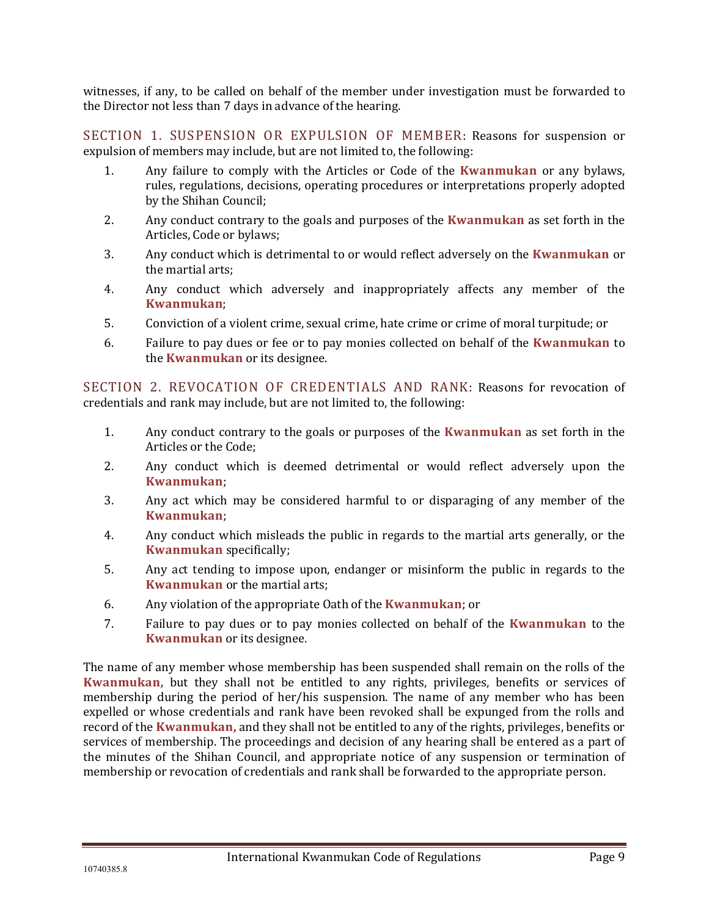witnesses, if any, to be called on behalf of the member under investigation must be forwarded to the Director not less than 7 days in advance of the hearing.

## SECTION 1. SUSPENSION OR EXPULSION OF MEMBER

Reasons for suspension or expulsion of members may include, but are not limited to, the following:

1. Any failure to comply with the Articles or Code of the **Kwanmukan** or any bylaws, rules, regulations, decisions, operating procedures or interpretations properly adopted by the Shihan Council;
2. Any conduct contrary to the goals and purposes of the **Kwanmukan** as set forth in the Articles, Code or bylaws;
3. Any conduct which is detrimental to or would reflect adversely on the **Kwanmukan** or the martial arts;
4. Any conduct which adversely and inappropriately affects any member of the **Kwanmukan**;
5. Conviction of a violent crime, sexual crime, hate crime or crime of moral turpitude; or
6. Failure to pay dues or fee or to pay monies collected on behalf of the **Kwanmukan** to the **Kwanmukan** or its designee.

## SECTION 2. REVOCATION OF CREDENTIALS AND RANK

Reasons for revocation of credentials and rank may include, but are not limited to, the following:

1. Any conduct contrary to the goals or purposes of the **Kwanmukan** as set forth in the Articles or the Code;
2. Any conduct which is deemed detrimental or would reflect adversely upon the **Kwanmukan**;
3. Any act which may be considered harmful to or disparaging of any member of the **Kwanmukan**;
4. Any conduct which misleads the public in regards to the martial arts generally, or the **Kwanmukan** specifically;
5. Any act tending to impose upon, endanger or misinform the public in regards to the **Kwanmukan** or the martial arts;
6. Any violation of the appropriate Oath of the **Kwanmukan**; or
7. Failure to pay dues or to pay monies collected on behalf of the **Kwanmukan** to the **Kwanmukan** or its designee.

The name of any member whose membership has been suspended shall remain on the rolls of the **Kwanmukan,** but they shall not be entitled to any rights, privileges, benefits or services of membership during the period of her/his suspension. The name of any member who has been expelled or whose credentials and rank have been revoked shall be expunged from the rolls and record of the **Kwanmukan,** and they shall not be entitled to any of the rights, privileges, benefits or services of membership. The proceedings and decision of any hearing shall be entered as a part of the minutes of the Shihan Council, and appropriate notice of any suspension or termination of membership or revocation of credentials and rank shall be forwarded to the appropriate person.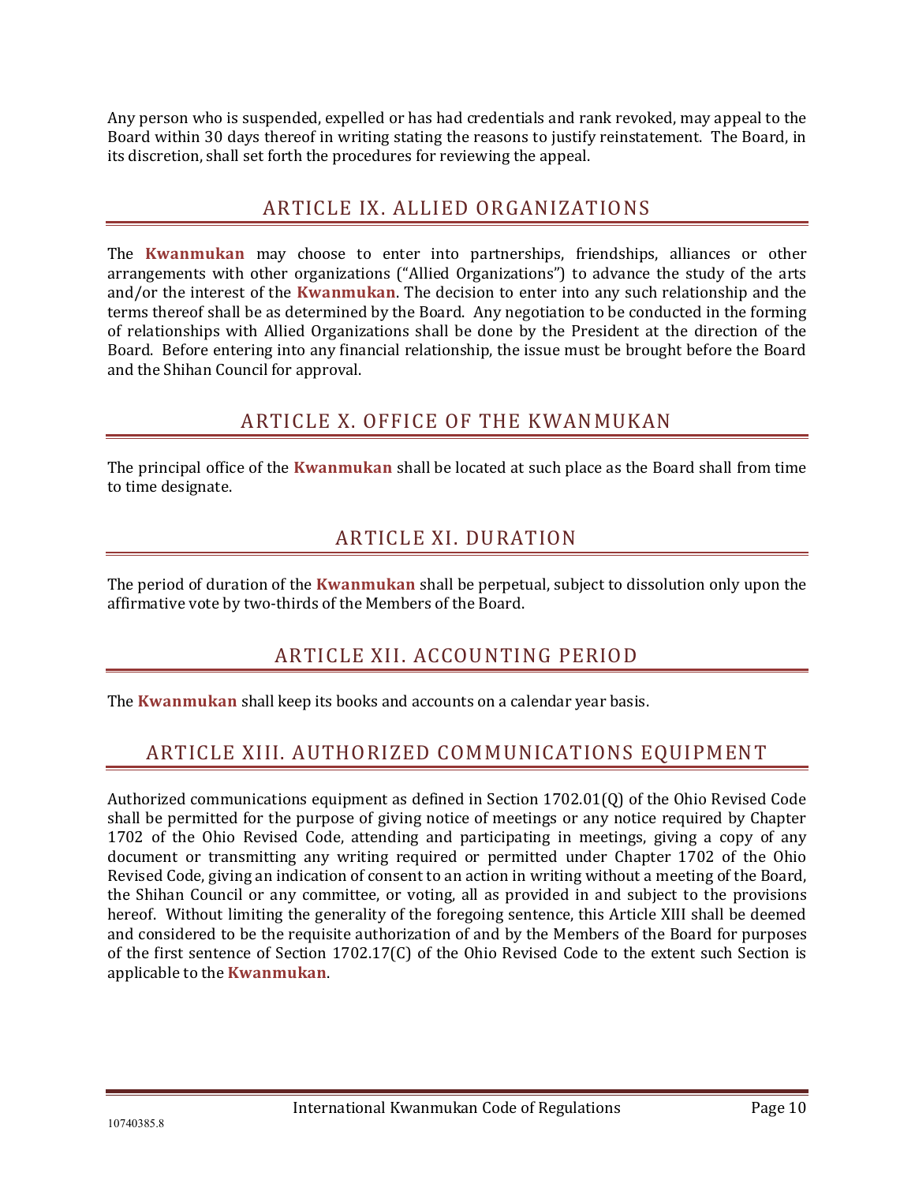Any person who is suspended, expelled or has had credentials and rank revoked, may appeal to the Board within 30 days thereof in writing stating the reasons to justify reinstatement. The Board, in its discretion, shall set forth the procedures for reviewing the appeal.

## ARTICLE IX. ALLIED ORGANIZATIONS

The **Kwanmukan** may choose to enter into partnerships, friendships, alliances or other arrangements with other organizations ("Allied Organizations") to advance the study of the arts and/or the interest of the **Kwanmukan**. The decision to enter into any such relationship and the terms thereof shall be as determined by the Board. Any negotiation to be conducted in the forming of relationships with Allied Organizations shall be done by the President at the direction of the Board. Before entering into any financial relationship, the issue must be brought before the Board and the Shihan Council for approval.

## ARTICLE X. OFFICE OF THE KWANMUKAN

The principal office of the **Kwanmukan** shall be located at such place as the Board shall from time to time designate.

## ARTICLE XI. DURATION

The period of duration of the **Kwanmukan** shall be perpetual, subject to dissolution only upon the affirmative vote by two-thirds of the Members of the Board.

## ARTICLE XII. ACCOUNTING PERIOD

The **Kwanmukan** shall keep its books and accounts on a calendar year basis.

## ARTICLE XIII. AUTHORIZED COMMUNICATIONS EQUIPMENT

Authorized communications equipment as defined in Section 1702.01(Q) of the Ohio Revised Code shall be permitted for the purpose of giving notice of meetings or any notice required by Chapter 1702 of the Ohio Revised Code, attending and participating in meetings, giving a copy of any document or transmitting any writing required or permitted under Chapter 1702 of the Ohio Revised Code, giving an indication of consent to an action in writing without a meeting of the Board, the Shihan Council or any committee, or voting, all as provided in and subject to the provisions hereof. Without limiting the generality of the foregoing sentence, this Article XIII shall be deemed and considered to be the requisite authorization of and by the Members of the Board for purposes of the first sentence of Section 1702.17(C) of the Ohio Revised Code to the extent such Section is applicable to the **Kwanmukan**.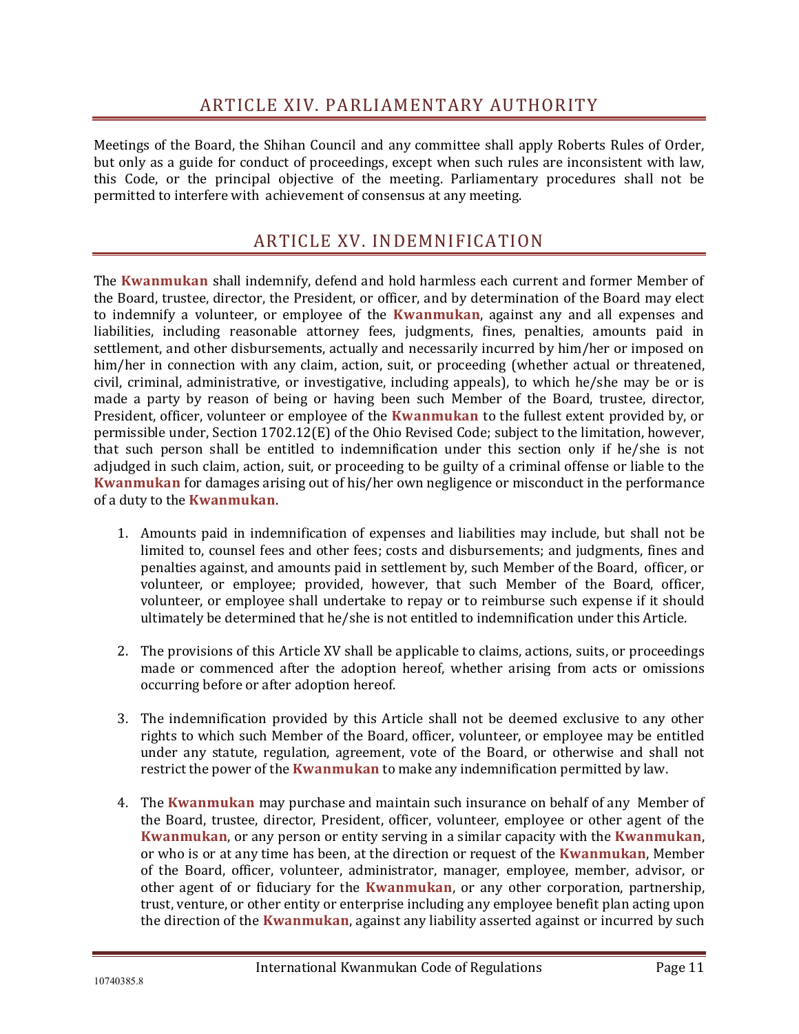## ARTICLE XIV. PARLIAMENTARY AUTHORITY

Meetings of the Board, the Shihan Council and any committee shall apply Roberts Rules of Order, but only as a guide for conduct of proceedings, except when such rules are inconsistent with law, this Code, or the principal objective of the meeting. Parliamentary procedures shall not be permitted to interfere with achievement of consensus at any meeting.

## ARTICLE XV. INDEMNIFICATION

The **Kwanmukan** shall indemnify, defend and hold harmless each current and former Member of the Board, trustee, director, the President, or officer, and by determination of the Board may elect to indemnify a volunteer, or employee of the **Kwanmukan**, against any and all expenses and liabilities, including reasonable attorney fees, judgments, fines, penalties, amounts paid in settlement, and other disbursements, actually and necessarily incurred by him/her or imposed on him/her in connection with any claim, action, suit, or proceeding (whether actual or threatened, civil, criminal, administrative, or investigative, including appeals), to which he/she may be or is made a party by reason of being or having been such Member of the Board, trustee, director, President, officer, volunteer or employee of the **Kwanmukan** to the fullest extent provided by, or permissible under, Section 1702.12(E) of the Ohio Revised Code; subject to the limitation, however, that such person shall be entitled to indemnification under this section only if he/she is not adjudged in such claim, action, suit, or proceeding to be guilty of a criminal offense or liable to the **Kwanmukan** for damages arising out of his/her own negligence or misconduct in the performance of a duty to the **Kwanmukan**.

1. Amounts paid in indemnification of expenses and liabilities may include, but shall not be limited to, counsel fees and other fees; costs and disbursements; and judgments, fines and penalties against, and amounts paid in settlement by, such Member of the Board, officer, or volunteer, or employee; provided, however, that such Member of the Board, officer, volunteer, or employee shall undertake to repay or to reimburse such expense if it should ultimately be determined that he/she is not entitled to indemnification under this Article.

2. The provisions of this Article XV shall be applicable to claims, actions, suits, or proceedings made or commenced after the adoption hereof, whether arising from acts or omissions occurring before or after adoption hereof.

3. The indemnification provided by this Article shall not be deemed exclusive to any other rights to which such Member of the Board, officer, volunteer, or employee may be entitled under any statute, regulation, agreement, vote of the Board, or otherwise and shall not restrict the power of the **Kwanmukan** to make any indemnification permitted by law.

4. The **Kwanmukan** may purchase and maintain such insurance on behalf of any Member of the Board, trustee, director, President, officer, volunteer, employee or other agent of the **Kwanmukan**, or any person or entity serving in a similar capacity with the **Kwanmukan**, or who is or at any time has been, at the direction or request of the **Kwanmukan**, Member of the Board, officer, volunteer, administrator, manager, employee, member, advisor, or other agent of or fiduciary for the **Kwanmukan**, or any other corporation, partnership, trust, venture, or other entity or enterprise including any employee benefit plan acting upon the direction of the **Kwanmukan**, against any liability asserted against or incurred by such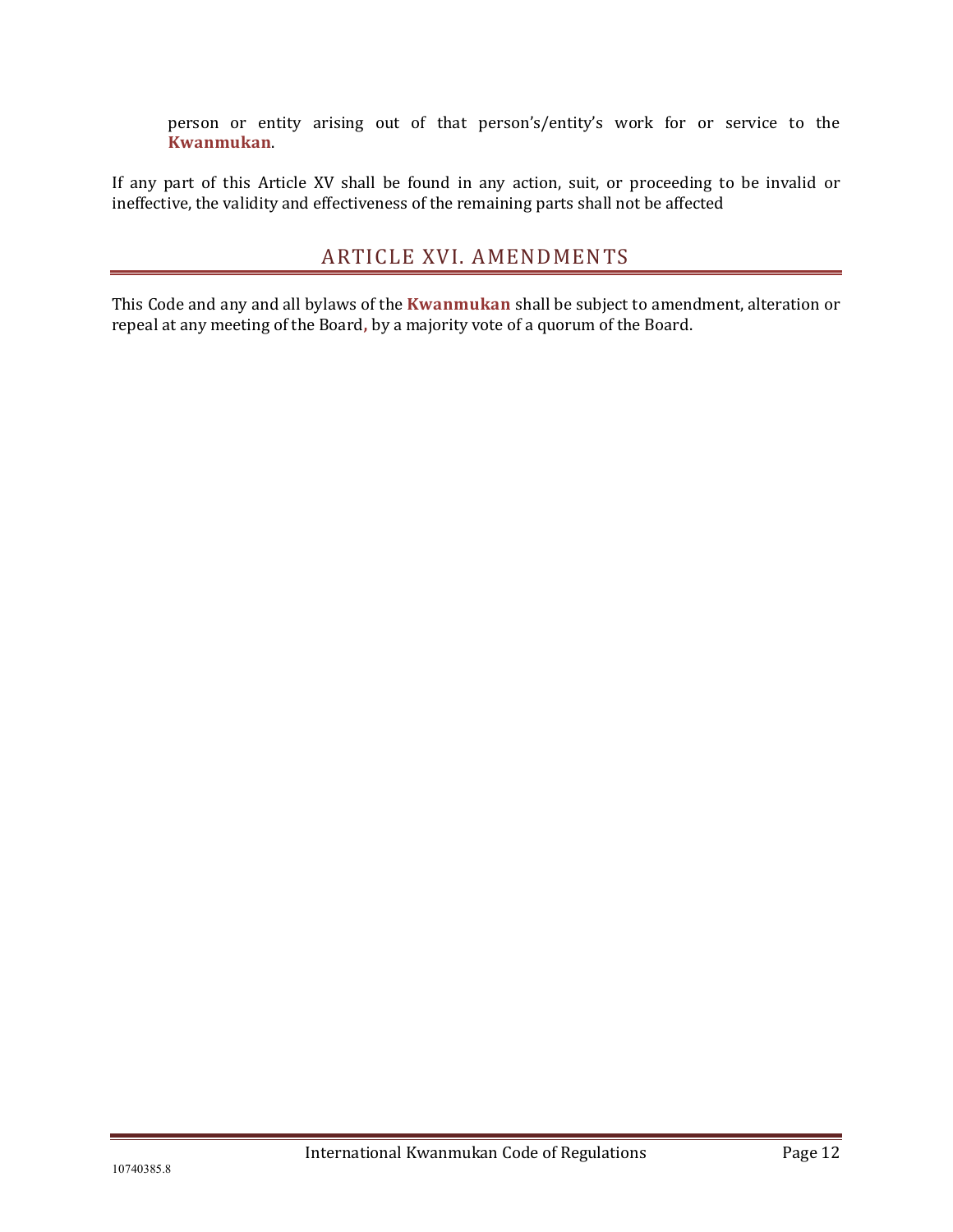person or entity arising out of that person's/entity's work for or service to the **Kwanmukan**.

If any part of this Article XV shall be found in any action, suit, or proceeding to be invalid or ineffective, the validity and effectiveness of the remaining parts shall not be affected

## ARTICLE XVI. AMENDMENTS

This Code and any and all bylaws of the **Kwanmukan** shall be subject to amendment, alteration or repeal at any meeting of the Board, by a majority vote of a quorum of the Board.